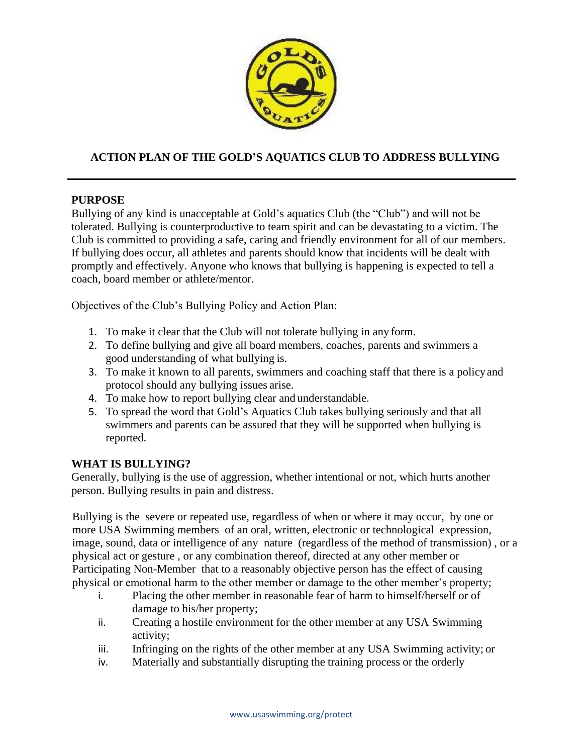# ACTION PLAN OF THE GOLD'S AQUATICS CLUB TO ADDRESS BULLYING

## PURPOSE

Bullying of any kind is unacceptable at Gold's aquatics Club (the "Club") and will not be tolerated. Bullying is counterproductive to team spirit and can be devastating to a victim. The Club is committed to providing a safe, caring and friendly environment for all of our members. If bullying does occur, all athletes and parents should know that incidents will be dealt with promptly and effectively. Anyone who knows that bullying is happening is expected to tell a coach, board member or athlete/mentor.

Objectives of the Club's Bullying Policy and Action Plan:

1. To make it clear that the Club will not tolerate bullying in any form.
2. To define bullying and give all board members, coaches, parents and swimmers a good understanding of what bullying is.
3. To make it known to all parents, swimmers and coaching staff that there is a policy and protocol should any bullying issues arise.
4. To make how to report bullying clear and understandable.
5. To spread the word that Gold's Aquatics Club takes bullying seriously and that all swimmers and parents can be assured that they will be supported when bullying is reported.

## WHAT IS BULLYING?

Generally, bullying is the use of aggression, whether intentional or not, which hurts another person. Bullying results in pain and distress.

Bullying is the severe or repeated use, regardless of when or where it may occur, by one or more USA Swimming members of an oral, written, electronic or technological expression, image, sound, data or intelligence of any nature (regardless of the method of transmission) , or a physical act or gesture , or any combination thereof, directed at any other member or Participating Non-Member that to a reasonably objective person has the effect of causing physical or emotional harm to the other member or damage to the other member's property;

i. Placing the other member in reasonable fear of harm to himself/herself or of damage to his/her property;
ii. Creating a hostile environment for the other member at any USA Swimming activity;
iii. Infringing on the rights of the other member at any USA Swimming activity; or
iv. Materially and substantially disrupting the training process or the orderly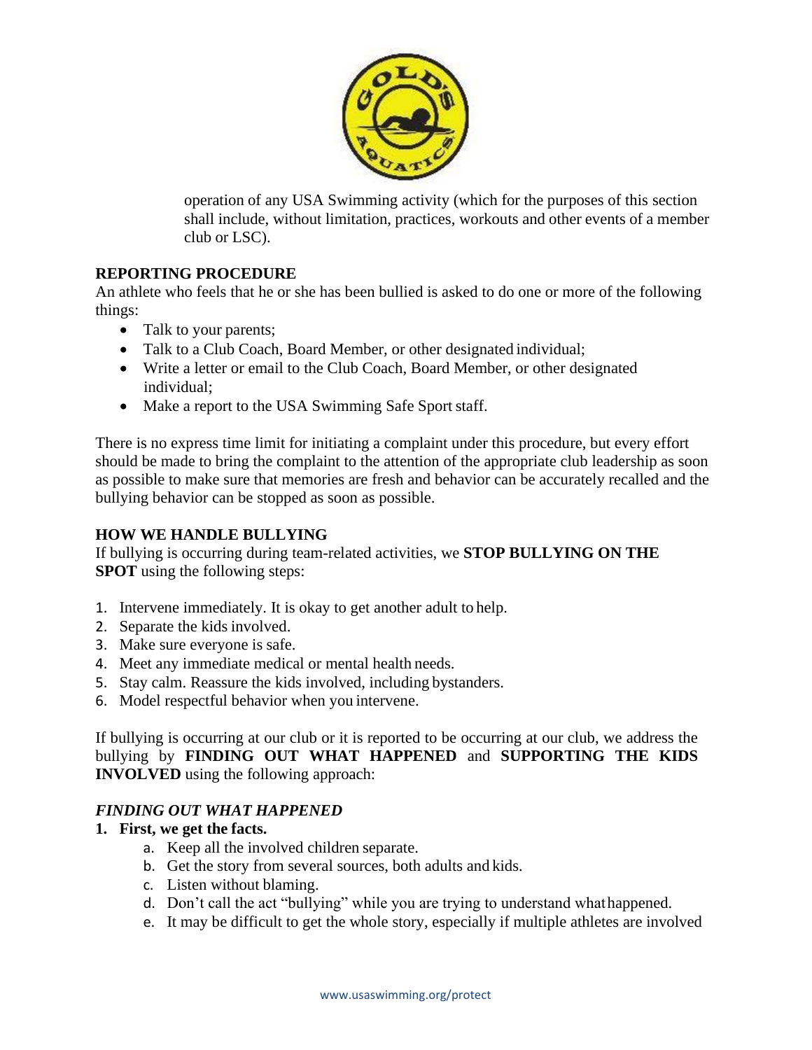operation of any USA Swimming activity (which for the purposes of this section shall include, without limitation, practices, workouts and other events of a member club or LSC).

## REPORTING PROCEDURE

An athlete who feels that he or she has been bullied is asked to do one or more of the following things:

- Talk to your parents;
- Talk to a Club Coach, Board Member, or other designated individual;
- Write a letter or email to the Club Coach, Board Member, or other designated individual;
- Make a report to the USA Swimming Safe Sport staff.

There is no express time limit for initiating a complaint under this procedure, but every effort should be made to bring the complaint to the attention of the appropriate club leadership as soon as possible to make sure that memories are fresh and behavior can be accurately recalled and the bullying behavior can be stopped as soon as possible.

## HOW WE HANDLE BULLYING

If bullying is occurring during team-related activities, we **STOP BULLYING ON THE SPOT** using the following steps:

1. Intervene immediately. It is okay to get another adult to help.
2. Separate the kids involved.
3. Make sure everyone is safe.
4. Meet any immediate medical or mental health needs.
5. Stay calm. Reassure the kids involved, including bystanders.
6. Model respectful behavior when you intervene.

If bullying is occurring at our club or it is reported to be occurring at our club, we address the bullying by **FINDING OUT WHAT HAPPENED** and **SUPPORTING THE KIDS INVOLVED** using the following approach:

### *FINDING OUT WHAT HAPPENED*

1. **First, we get the facts.**
   a. Keep all the involved children separate.
   b. Get the story from several sources, both adults and kids.
   c. Listen without blaming.
   d. Don't call the act "bullying" while you are trying to understand what happened.
   e. It may be difficult to get the whole story, especially if multiple athletes are involved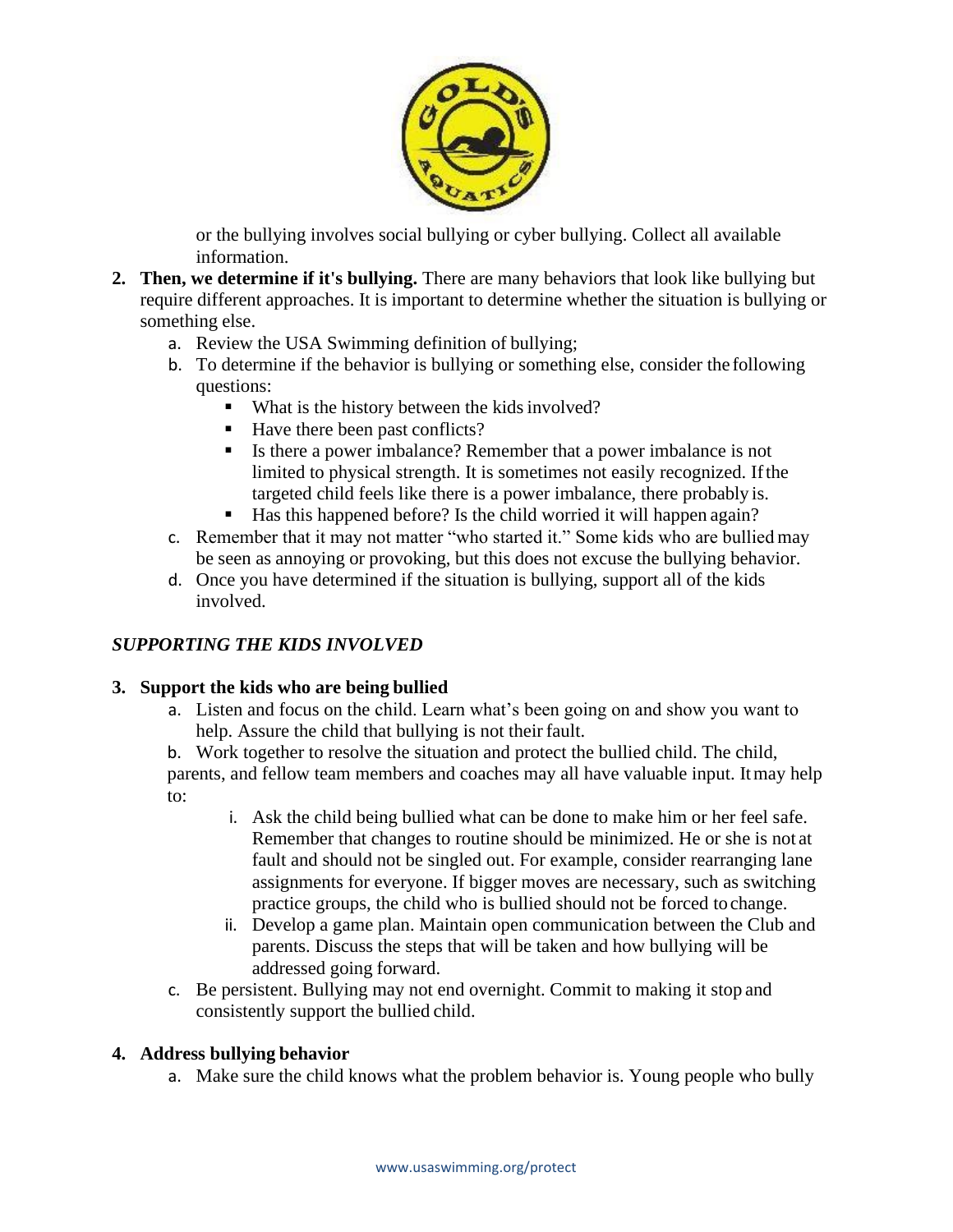or the bullying involves social bullying or cyber bullying. Collect all available information.

2. **Then, we determine if it's bullying.** There are many behaviors that look like bullying but require different approaches. It is important to determine whether the situation is bullying or something else.
   a. Review the USA Swimming definition of bullying;
   b. To determine if the behavior is bullying or something else, consider the following questions:
      - What is the history between the kids involved?
      - Have there been past conflicts?
      - Is there a power imbalance? Remember that a power imbalance is not limited to physical strength. It is sometimes not easily recognized. If the targeted child feels like there is a power imbalance, there probably is.
      - Has this happened before? Is the child worried it will happen again?

   c. Remember that it may not matter "who started it." Some kids who are bullied may be seen as annoying or provoking, but this does not excuse the bullying behavior.
   d. Once you have determined if the situation is bullying, support all of the kids involved.

*SUPPORTING THE KIDS INVOLVED*

3. **Support the kids who are being bullied**
   a. Listen and focus on the child. Learn what's been going on and show you want to help. Assure the child that bullying is not their fault.
   b. Work together to resolve the situation and protect the bullied child. The child, parents, and fellow team members and coaches may all have valuable input. It may help to:
      i. Ask the child being bullied what can be done to make him or her feel safe. Remember that changes to routine should be minimized. He or she is not at fault and should not be singled out. For example, consider rearranging lane assignments for everyone. If bigger moves are necessary, such as switching practice groups, the child who is bullied should not be forced to change.
      ii. Develop a game plan. Maintain open communication between the Club and parents. Discuss the steps that will be taken and how bullying will be addressed going forward.

   c. Be persistent. Bullying may not end overnight. Commit to making it stop and consistently support the bullied child.

4. **Address bullying behavior**
   a. Make sure the child knows what the problem behavior is. Young people who bully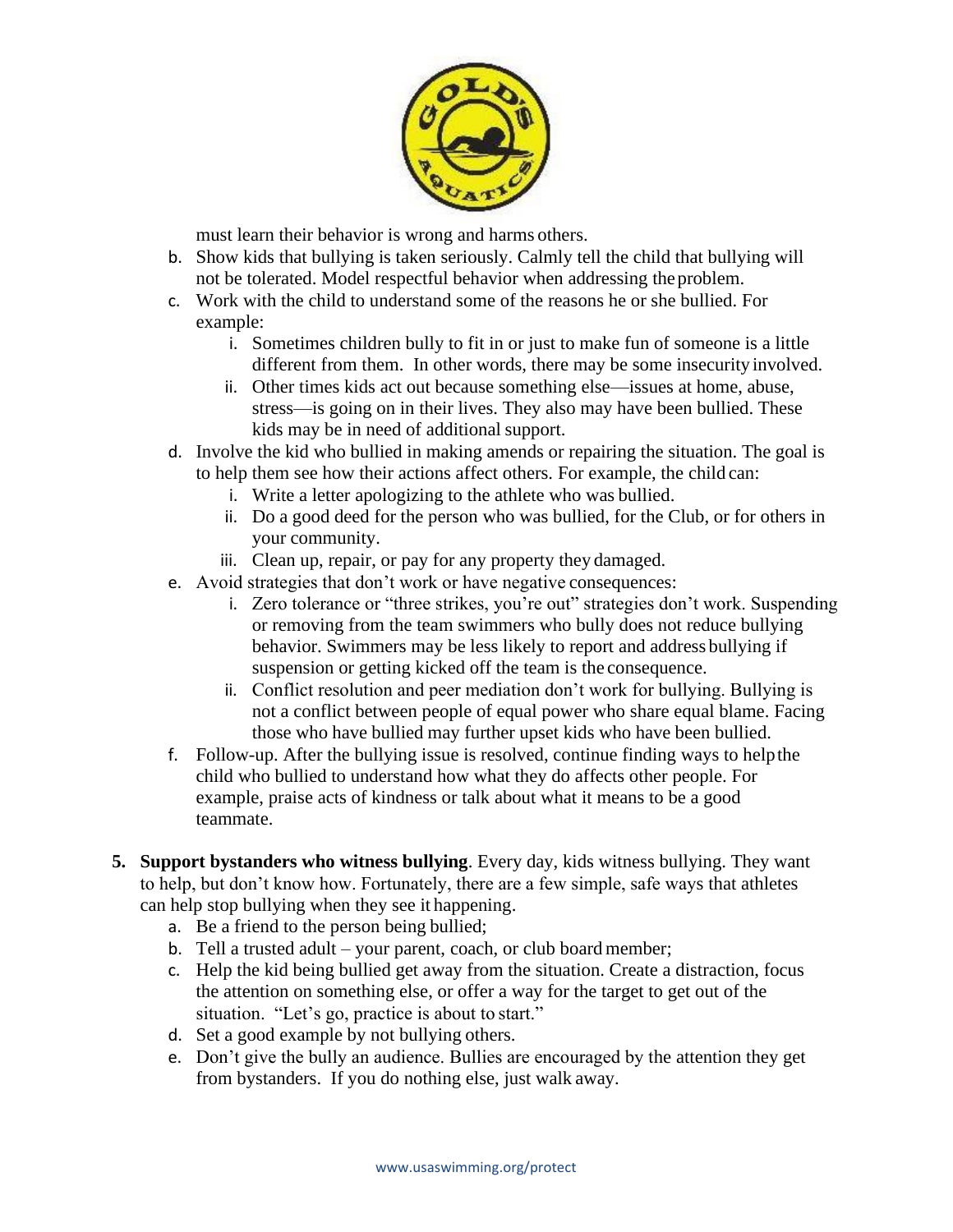must learn their behavior is wrong and harms others.

b. Show kids that bullying is taken seriously. Calmly tell the child that bullying will not be tolerated. Model respectful behavior when addressing the problem.
c. Work with the child to understand some of the reasons he or she bullied. For example:
   i. Sometimes children bully to fit in or just to make fun of someone is a little different from them. In other words, there may be some insecurity involved.
   ii. Other times kids act out because something else—issues at home, abuse, stress—is going on in their lives. They also may have been bullied. These kids may be in need of additional support.
d. Involve the kid who bullied in making amends or repairing the situation. The goal is to help them see how their actions affect others. For example, the child can:
   i. Write a letter apologizing to the athlete who was bullied.
   ii. Do a good deed for the person who was bullied, for the Club, or for others in your community.
   iii. Clean up, repair, or pay for any property they damaged.
e. Avoid strategies that don't work or have negative consequences:
   i. Zero tolerance or "three strikes, you're out" strategies don't work. Suspending or removing from the team swimmers who bully does not reduce bullying behavior. Swimmers may be less likely to report and address bullying if suspension or getting kicked off the team is the consequence.
   ii. Conflict resolution and peer mediation don't work for bullying. Bullying is not a conflict between people of equal power who share equal blame. Facing those who have bullied may further upset kids who have been bullied.
f. Follow-up. After the bullying issue is resolved, continue finding ways to help the child who bullied to understand how what they do affects other people. For example, praise acts of kindness or talk about what it means to be a good teammate.

5. **Support bystanders who witness bullying**. Every day, kids witness bullying. They want to help, but don't know how. Fortunately, there are a few simple, safe ways that athletes can help stop bullying when they see it happening.
   a. Be a friend to the person being bullied;
   b. Tell a trusted adult – your parent, coach, or club board member;
   c. Help the kid being bullied get away from the situation. Create a distraction, focus the attention on something else, or offer a way for the target to get out of the situation. "Let's go, practice is about to start."
   d. Set a good example by not bullying others.
   e. Don't give the bully an audience. Bullies are encouraged by the attention they get from bystanders. If you do nothing else, just walk away.

www.usaswimming.org/protect